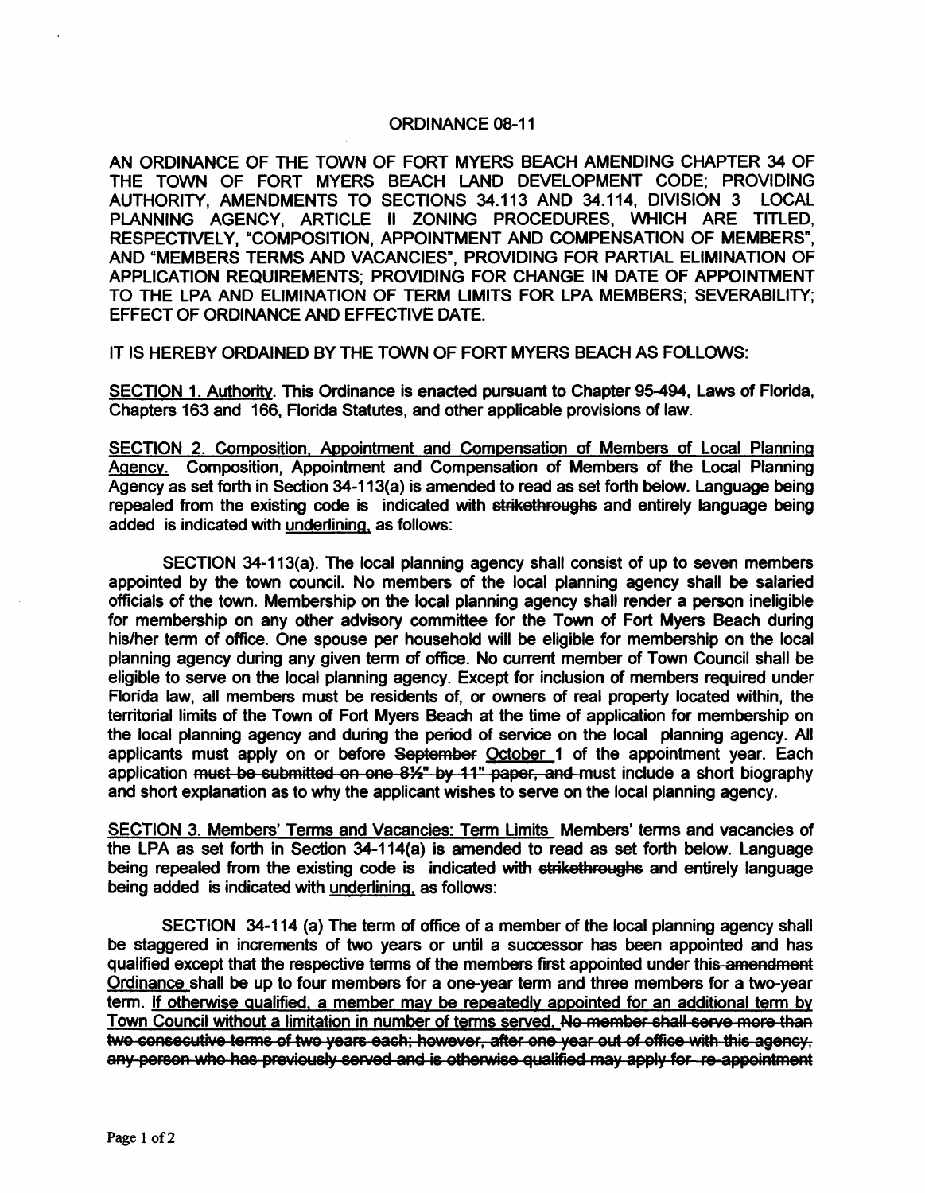ORDINANCE 08-11

AN ORDINANCE OF THE TOWN OF FORT MYERS BEACH AMENDING CHAPTER 34 OF THE TOWN OF FORT MYERS BEACH LAND DEVELOPMENT CODE; PROVIDING AUTHORITY, AMENDMENTS TO SECTIONS 34.113 AND 34.114, DIVISION 3 LOCAL PLANNING AGENCY, ARTICLE II ZONING PROCEDURES, WHICH ARE TITLED, RESPECTIVELY, "COMPOSITION, APPOINTMENT AND COMPENSATION OF MEMBERS", AND "MEMBERS TERMS AND VACANCIES", PROVIDING FOR PARTIAL ELIMINATION OF APPLICATION REQUIREMENTS; PROVIDING FOR CHANGE IN DATE OF APPOINTMENT TO THE LPA AND ELIMINATION OF TERM LIMITS FOR LPA MEMBERS; SEVERABILITY; EFFECT OF ORDINANCE AND EFFECTIVE DATE.

IT IS HEREBY ORDAINED BY THE TOWN OF FORT MYERS BEACH AS FOLLOWS:

<u>SECTION 1. Authority</u>. This Ordinance is enacted pursuant to Chapter 95-494, Laws of Florida, Chapters 163 and 166, Florida Statutes, and other applicable provisions of law.

<u>SECTION 2. Composition, Appointment and Compensation of Members of Local Planning Agency.</u> Composition, Appointment and Compensation of Members of the Local Planning Agency as set forth in Section 34-113(a) is amended to read as set forth below. Language being repealed from the existing code is indicated with ~~strikethroughs~~ and entirely language being added is indicated with <u>underlining</u>, as follows:

SECTION 34-113(a). The local planning agency shall consist of up to seven members appointed by the town council. No members of the local planning agency shall be salaried officials of the town. Membership on the local planning agency shall render a person ineligible for membership on any other advisory committee for the Town of Fort Myers Beach during his/her term of office. One spouse per household will be eligible for membership on the local planning agency during any given term of office. No current member of Town Council shall be eligible to serve on the local planning agency. Except for inclusion of members required under Florida law, all members must be residents of, or owners of real property located within, the territorial limits of the Town of Fort Myers Beach at the time of application for membership on the local planning agency and during the period of service on the local planning agency. All applicants must apply on or before ~~September~~ <u>October</u> 1 of the appointment year. Each application ~~must be submitted on one 8½" by 11" paper, and~~ must include a short biography and short explanation as to why the applicant wishes to serve on the local planning agency.

<u>SECTION 3. Members' Terms and Vacancies: Term Limits</u> Members' terms and vacancies of the LPA as set forth in Section 34-114(a) is amended to read as set forth below. Language being repealed from the existing code is indicated with ~~strikethroughs~~ and entirely language being added is indicated with <u>underlining</u>, as follows:

SECTION 34-114 (a) The term of office of a member of the local planning agency shall be staggered in increments of two years or until a successor has been appointed and has qualified except that the respective terms of the members first appointed under this ~~amendment~~ <u>Ordinance</u> shall be up to four members for a one-year term and three members for a two-year term. <u>If otherwise qualified, a member may be repeatedly appointed for an additional term by Town Council without a limitation in number of terms served.</u> ~~No member shall serve more than two consecutive terms of two years each; however, after one year out of office with this agency, any person who has previously served and is otherwise qualified may apply for re-appointment~~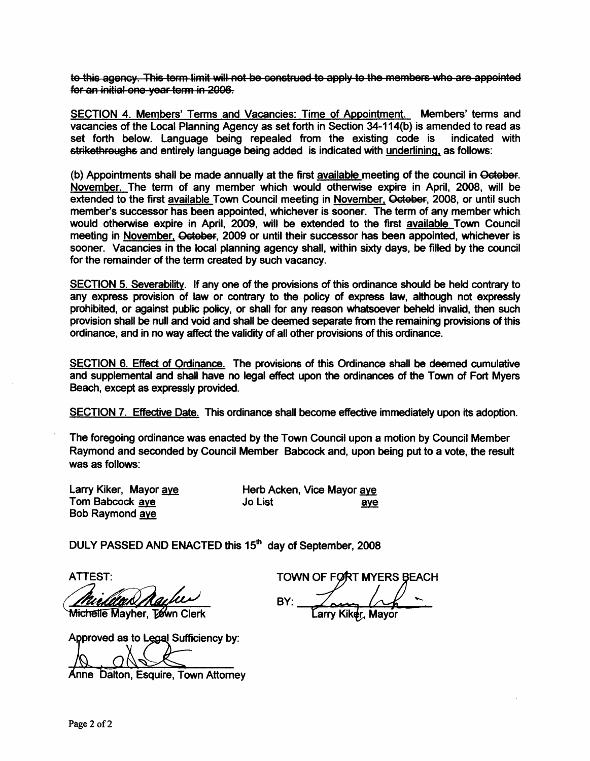~~to this agency. This term limit will not be construed to apply to the members who are appointed for an initial one-year term in 2006.~~

<u>SECTION 4. Members' Terms and Vacancies: Time of Appointment.</u> Members' terms and vacancies of the Local Planning Agency as set forth in Section 34-114(b) is amended to read as set forth below. Language being repealed from the existing code is indicated with ~~strikethroughs~~ and entirely language being added is indicated with <u>underlining</u>, as follows:

(b) Appointments shall be made annually at the first <u>available</u> meeting of the council in ~~October~~. <u>November.</u> The term of any member which would otherwise expire in April, 2008, will be extended to the first <u>available</u> Town Council meeting in <u>November,</u> ~~October~~, 2008, or until such member's successor has been appointed, whichever is sooner. The term of any member which would otherwise expire in April, 2009, will be extended to the first <u>available</u> Town Council meeting in <u>November,</u> ~~October~~, 2009 or until their successor has been appointed, whichever is sooner. Vacancies in the local planning agency shall, within sixty days, be filled by the council for the remainder of the term created by such vacancy.

<u>SECTION 5. Severability</u>. If any one of the provisions of this ordinance should be held contrary to any express provision of law or contrary to the policy of express law, although not expressly prohibited, or against public policy, or shall for any reason whatsoever beheld invalid, then such provision shall be null and void and shall be deemed separate from the remaining provisions of this ordinance, and in no way affect the validity of all other provisions of this ordinance.

<u>SECTION 6. Effect of Ordinance.</u> The provisions of this Ordinance shall be deemed cumulative and supplemental and shall have no legal effect upon the ordinances of the Town of Fort Myers Beach, except as expressly provided.

<u>SECTION 7. Effective Date.</u> This ordinance shall become effective immediately upon its adoption.

The foregoing ordinance was enacted by the Town Council upon a motion by Council Member Raymond and seconded by Council Member Babcock and, upon being put to a vote, the result was as follows:

Larry Kiker, Mayor <u>aye</u>
Tom Babcock <u>aye</u>
Bob Raymond <u>aye</u>

Herb Acken, Vice Mayor <u>aye</u>
Jo List <u>aye</u>

DULY PASSED AND ENACTED this 15th day of September, 2008

ATTEST:

Michelle Mayher, Town Clerk

TOWN OF FORT MYERS BEACH

BY: Larry Kiker, Mayor

Approved as to Legal Sufficiency by:

Anne Dalton, Esquire, Town Attorney